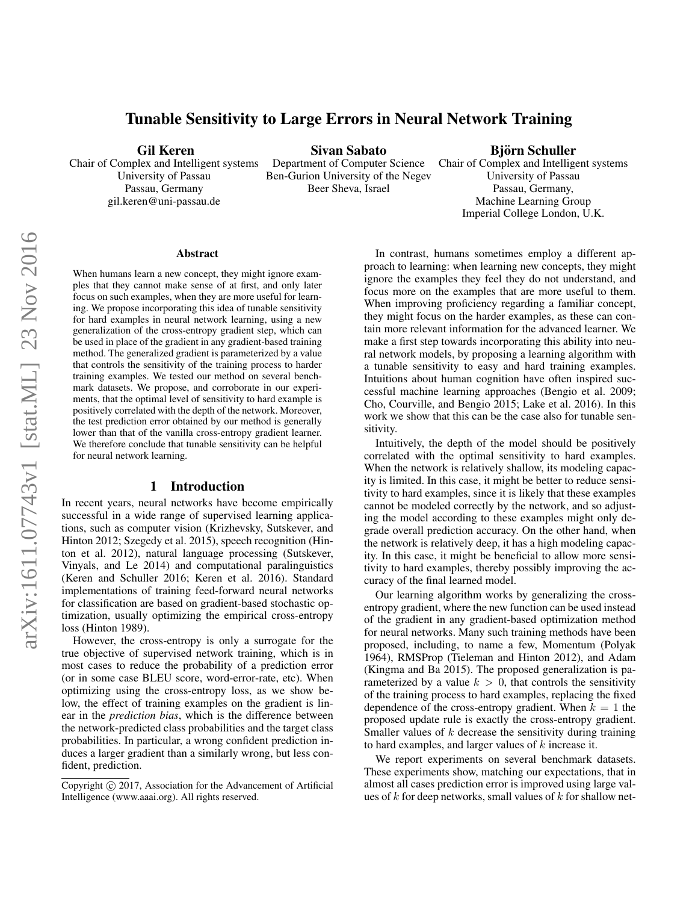# Tunable Sensitivity to Large Errors in Neural Network Training

**Gil Keren**
Chair of Complex and Intelligent systems
University of Passau
Passau, Germany
gil.keren@uni-passau.de

**Sivan Sabato**
Department of Computer Science
Ben-Gurion University of the Negev
Beer Sheva, Israel

**Björn Schuller**
Chair of Complex and Intelligent systems
University of Passau
Passau, Germany,
Machine Learning Group
Imperial College London, U.K.

### Abstract

When humans learn a new concept, they might ignore examples that they cannot make sense of at first, and only later focus on such examples, when they are more useful for learning. We propose incorporating this idea of tunable sensitivity for hard examples in neural network learning, using a new generalization of the cross-entropy gradient step, which can be used in place of the gradient in any gradient-based training method. The generalized gradient is parameterized by a value that controls the sensitivity of the training process to harder training examples. We tested our method on several benchmark datasets. We propose, and corroborate in our experiments, that the optimal level of sensitivity to hard example is positively correlated with the depth of the network. Moreover, the test prediction error obtained by our method is generally lower than that of the vanilla cross-entropy gradient learner. We therefore conclude that tunable sensitivity can be helpful for neural network learning.

## 1 Introduction

In recent years, neural networks have become empirically successful in a wide range of supervised learning applications, such as computer vision (Krizhevsky, Sutskever, and Hinton 2012; Szegedy et al. 2015), speech recognition (Hinton et al. 2012), natural language processing (Sutskever, Vinyals, and Le 2014) and computational paralinguistics (Keren and Schuller 2016; Keren et al. 2016). Standard implementations of training feed-forward neural networks for classification are based on gradient-based stochastic optimization, usually optimizing the empirical cross-entropy loss (Hinton 1989).

However, the cross-entropy is only a surrogate for the true objective of supervised network training, which is in most cases to reduce the probability of a prediction error (or in some case BLEU score, word-error-rate, etc). When optimizing using the cross-entropy loss, as we show below, the effect of training examples on the gradient is linear in the *prediction bias*, which is the difference between the network-predicted class probabilities and the target class probabilities. In particular, a wrong confident prediction induces a larger gradient than a similarly wrong, but less confident, prediction.

In contrast, humans sometimes employ a different approach to learning: when learning new concepts, they might ignore the examples they feel they do not understand, and focus more on the examples that are more useful to them. When improving proficiency regarding a familiar concept, they might focus on the harder examples, as these can contain more relevant information for the advanced learner. We make a first step towards incorporating this ability into neural network models, by proposing a learning algorithm with a tunable sensitivity to easy and hard training examples. Intuitions about human cognition have often inspired successful machine learning approaches (Bengio et al. 2009; Cho, Courville, and Bengio 2015; Lake et al. 2016). In this work we show that this can be the case also for tunable sensitivity.

Intuitively, the depth of the model should be positively correlated with the optimal sensitivity to hard examples. When the network is relatively shallow, its modeling capacity is limited. In this case, it might be better to reduce sensitivity to hard examples, since it is likely that these examples cannot be modeled correctly by the network, and so adjusting the model according to these examples might only degrade overall prediction accuracy. On the other hand, when the network is relatively deep, it has a high modeling capacity. In this case, it might be beneficial to allow more sensitivity to hard examples, thereby possibly improving the accuracy of the final learned model.

Our learning algorithm works by generalizing the cross-entropy gradient, where the new function can be used instead of the gradient in any gradient-based optimization method for neural networks. Many such training methods have been proposed, including, to name a few, Momentum (Polyak 1964), RMSProp (Tieleman and Hinton 2012), and Adam (Kingma and Ba 2015). The proposed generalization is parameterized by a value $k > 0$, that controls the sensitivity of the training process to hard examples, replacing the fixed dependence of the cross-entropy gradient. When $k = 1$ the proposed update rule is exactly the cross-entropy gradient. Smaller values of $k$ decrease the sensitivity during training to hard examples, and larger values of $k$ increase it.

We report experiments on several benchmark datasets. These experiments show, matching our expectations, that in almost all cases prediction error is improved using large values of $k$ for deep networks, small values of $k$ for shallow net-

Copyright © 2017, Association for the Advancement of Artificial Intelligence (www.aaai.org). All rights reserved.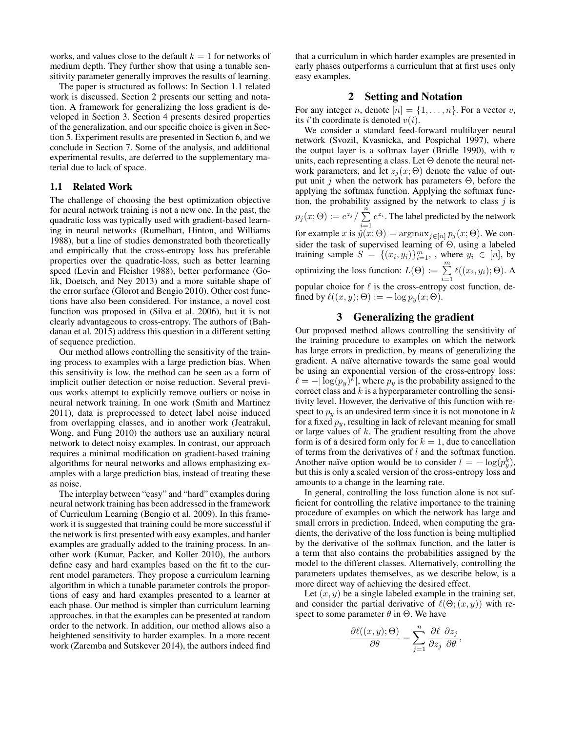works, and values close to the default $k = 1$ for networks of medium depth. They further show that using a tunable sensitivity parameter generally improves the results of learning.

The paper is structured as follows: In Section 1.1 related work is discussed. Section 2 presents our setting and notation. A framework for generalizing the loss gradient is developed in Section 3. Section 4 presents desired properties of the generalization, and our specific choice is given in Section 5. Experiment results are presented in Section 6, and we conclude in Section 7. Some of the analysis, and additional experimental results, are deferred to the supplementary material due to lack of space.

### 1.1 Related Work

The challenge of choosing the best optimization objective for neural network training is not a new one. In the past, the quadratic loss was typically used with gradient-based learning in neural networks (Rumelhart, Hinton, and Williams 1988), but a line of studies demonstrated both theoretically and empirically that the cross-entropy loss has preferable properties over the quadratic-loss, such as better learning speed (Levin and Fleisher 1988), better performance (Golik, Doetsch, and Ney 2013) and a more suitable shape of the error surface (Glorot and Bengio 2010). Other cost functions have also been considered. For instance, a novel cost function was proposed in (Silva et al. 2006), but it is not clearly advantageous to cross-entropy. The authors of (Bahdanau et al. 2015) address this question in a different setting of sequence prediction.

Our method allows controlling the sensitivity of the training process to examples with a large prediction bias. When this sensitivity is low, the method can be seen as a form of implicit outlier detection or noise reduction. Several previous works attempt to explicitly remove outliers or noise in neural network training. In one work (Smith and Martinez 2011), data is preprocessed to detect label noise induced from overlapping classes, and in another work (Jeatrakul, Wong, and Fung 2010) the authors use an auxiliary neural network to detect noisy examples. In contrast, our approach requires a minimal modification on gradient-based training algorithms for neural networks and allows emphasizing examples with a large prediction bias, instead of treating these as noise.

The interplay between "easy" and "hard" examples during neural network training has been addressed in the framework of Curriculum Learning (Bengio et al. 2009). In this framework it is suggested that training could be more successful if the network is first presented with easy examples, and harder examples are gradually added to the training process. In another work (Kumar, Packer, and Koller 2010), the authors define easy and hard examples based on the fit to the current model parameters. They propose a curriculum learning algorithm in which a tunable parameter controls the proportions of easy and hard examples presented to a learner at each phase. Our method is simpler than curriculum learning approaches, in that the examples can be presented at random order to the network. In addition, our method allows also a heightened sensitivity to harder examples. In a more recent work (Zaremba and Sutskever 2014), the authors indeed find that a curriculum in which harder examples are presented in early phases outperforms a curriculum that at first uses only easy examples.

## 2 Setting and Notation

For any integer $n$, denote $[n] = \{1, \ldots, n\}$. For a vector $v$, its $i$'th coordinate is denoted $v(i)$.

We consider a standard feed-forward multilayer neural network (Svozil, Kvasnicka, and Pospichal 1997), where the output layer is a softmax layer (Bridle 1990), with $n$ units, each representing a class. Let $\Theta$ denote the neural network parameters, and let $z_j(x; \Theta)$ denote the value of output unit $j$ when the network has parameters $\Theta$, before the applying the softmax function. Applying the softmax function, the probability assigned by the network to class $j$ is $p_j(x; \Theta) := e^{z_j} / \sum_{i=1}^{n} e^{z_i}$. The label predicted by the network for example $x$ is $\hat{y}(x; \Theta) = \mathrm{argmax}_{j \in [n]} p_j(x; \Theta)$. We consider the task of supervised learning of $\Theta$, using a labeled training sample $S = \{(x_i, y_i)\}_{i=1}^{m}$, , where $y_i \in [n]$, by optimizing the loss function: $L(\Theta) := \sum_{i=1}^{m} \ell((x_i, y_i); \Theta)$. A popular choice for $\ell$ is the cross-entropy cost function, defined by $\ell((x, y); \Theta) := -\log p_y(x; \Theta)$.

## 3 Generalizing the gradient

Our proposed method allows controlling the sensitivity of the training procedure to examples on which the network has large errors in prediction, by means of generalizing the gradient. A naïve alternative towards the same goal would be using an exponential version of the cross-entropy loss: $\ell = -|\log(p_y)^k|$, where $p_y$ is the probability assigned to the correct class and $k$ is a hyperparameter controlling the sensitivity level. However, the derivative of this function with respect to $p_y$ is an undesired term since it is not monotone in $k$ for a fixed $p_y$, resulting in lack of relevant meaning for small or large values of $k$. The gradient resulting from the above form is of a desired form only for $k = 1$, due to cancellation of terms from the derivatives of $l$ and the softmax function. Another naïve option would be to consider $l = -\log(p_y^k)$, but this is only a scaled version of the cross-entropy loss and amounts to a change in the learning rate.

In general, controlling the loss function alone is not sufficient for controlling the relative importance to the training procedure of examples on which the network has large and small errors in prediction. Indeed, when computing the gradients, the derivative of the loss function is being multiplied by the derivative of the softmax function, and the latter is a term that also contains the probabilities assigned by the model to the different classes. Alternatively, controlling the parameters updates themselves, as we describe below, is a more direct way of achieving the desired effect.

Let $(x, y)$ be a single labeled example in the training set, and consider the partial derivative of $\ell(\Theta; (x, y))$ with respect to some parameter $\theta$ in $\Theta$. We have

$$\frac{\partial \ell((x, y); \Theta)}{\partial \theta} = \sum_{j=1}^{n} \frac{\partial \ell}{\partial z_j} \frac{\partial z_j}{\partial \theta},$$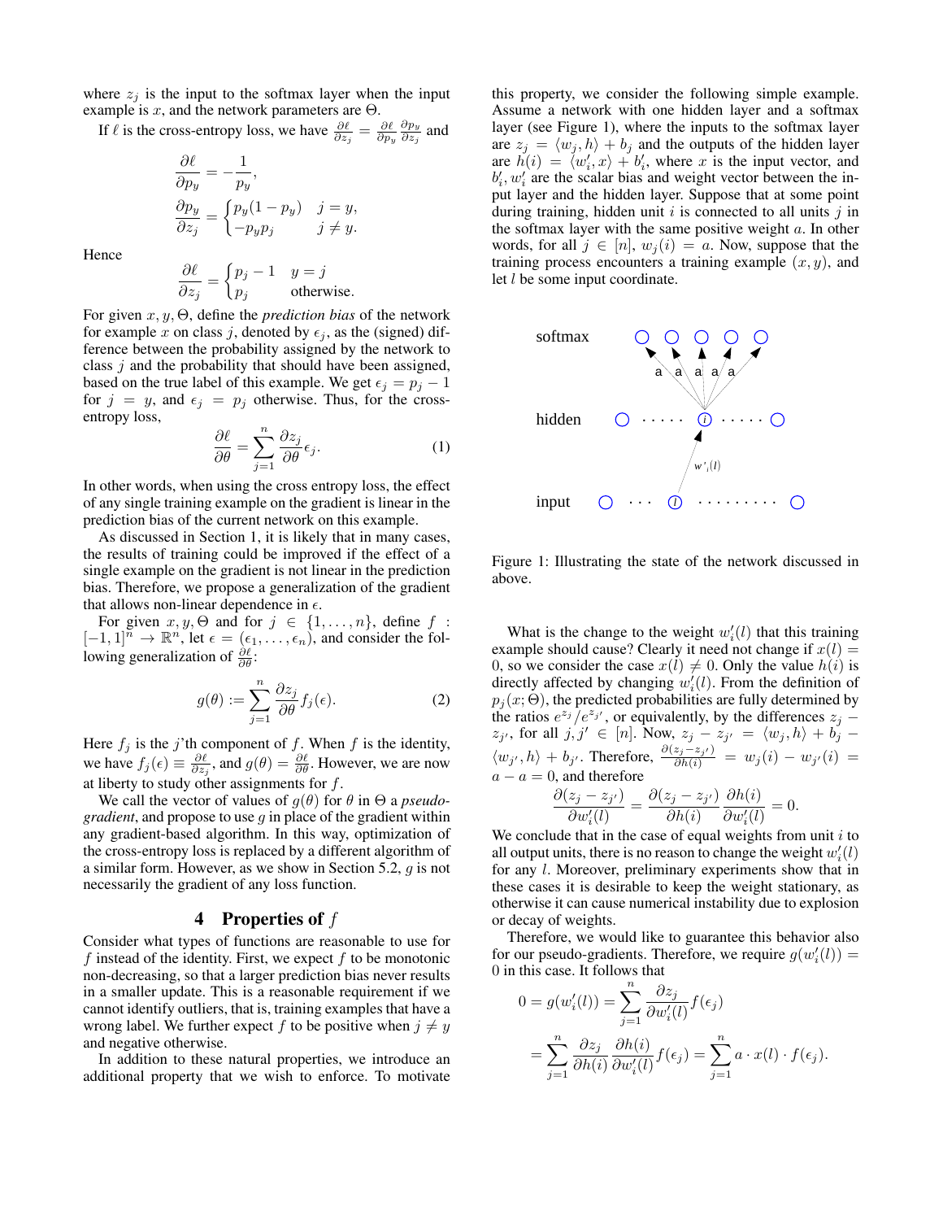where $z_j$ is the input to the softmax layer when the input example is $x$, and the network parameters are $\Theta$.

If $\ell$ is the cross-entropy loss, we have $\frac{\partial \ell}{\partial z_j} = \frac{\partial \ell}{\partial p_y}\frac{\partial p_y}{\partial z_j}$ and

$$\frac{\partial \ell}{\partial p_y} = -\frac{1}{p_y},$$

$$\frac{\partial p_y}{\partial z_j} = \begin{cases} p_y(1-p_y) & j = y, \\ -p_y p_j & j \neq y. \end{cases}$$

Hence

$$\frac{\partial \ell}{\partial z_j} = \begin{cases} p_j - 1 & y = j \\ p_j & \text{otherwise.} \end{cases}$$

For given $x, y, \Theta$, define the *prediction bias* of the network for example $x$ on class $j$, denoted by $\epsilon_j$, as the (signed) difference between the probability assigned by the network to class $j$ and the probability that should have been assigned, based on the true label of this example. We get $\epsilon_j = p_j - 1$ for $j = y$, and $\epsilon_j = p_j$ otherwise. Thus, for the cross-entropy loss,

$$\frac{\partial \ell}{\partial \theta} = \sum_{j=1}^{n} \frac{\partial z_j}{\partial \theta} \epsilon_j. \tag{1}$$

In other words, when using the cross entropy loss, the effect of any single training example on the gradient is linear in the prediction bias of the current network on this example.

As discussed in Section 1, it is likely that in many cases, the results of training could be improved if the effect of a single example on the gradient is not linear in the prediction bias. Therefore, we propose a generalization of the gradient that allows non-linear dependence in $\epsilon$.

For given $x, y, \Theta$ and for $j \in \{1, \ldots, n\}$, define $f : [-1, 1]^n \to \mathbb{R}^n$, let $\epsilon = (\epsilon_1, \ldots, \epsilon_n)$, and consider the following generalization of $\frac{\partial \ell}{\partial \theta}$:

$$g(\theta) := \sum_{j=1}^{n} \frac{\partial z_j}{\partial \theta} f_j(\epsilon). \tag{2}$$

Here $f_j$ is the $j$'th component of $f$. When $f$ is the identity, we have $f_j(\epsilon) \equiv \frac{\partial \ell}{\partial z_j}$, and $g(\theta) = \frac{\partial \ell}{\partial \theta}$. However, we are now at liberty to study other assignments for $f$.

We call the vector of values of $g(\theta)$ for $\theta$ in $\Theta$ a *pseudo-gradient*, and propose to use $g$ in place of the gradient within any gradient-based algorithm. In this way, optimization of the cross-entropy loss is replaced by a different algorithm of a similar form. However, as we show in Section 5.2, $g$ is not necessarily the gradient of any loss function.

## 4 Properties of $f$

Consider what types of functions are reasonable to use for $f$ instead of the identity. First, we expect $f$ to be monotonic non-decreasing, so that a larger prediction bias never results in a smaller update. This is a reasonable requirement if we cannot identify outliers, that is, training examples that have a wrong label. We further expect $f$ to be positive when $j \neq y$ and negative otherwise.

In addition to these natural properties, we introduce an additional property that we wish to enforce. To motivate this property, we consider the following simple example. Assume a network with one hidden layer and a softmax layer (see Figure 1), where the inputs to the softmax layer are $z_j = \langle w_j, h \rangle + b_j$ and the outputs of the hidden layer are $h(i) = \langle w_i', x \rangle + b_i'$, where $x$ is the input vector, and $b_i', w_i'$ are the scalar bias and weight vector between the input layer and the hidden layer. Suppose that at some point during training, hidden unit $i$ is connected to all units $j$ in the softmax layer with the same positive weight $a$. In other words, for all $j \in [n]$, $w_j(i) = a$. Now, suppose that the training process encounters a training example $(x, y)$, and let $l$ be some input coordinate.

Figure 1: Illustrating the state of the network discussed in above.

What is the change to the weight $w_i'(l)$ that this training example should cause? Clearly it need not change if $x(l) = 0$, so we consider the case $x(l) \neq 0$. Only the value $h(i)$ is directly affected by changing $w_i'(l)$. From the definition of $p_j(x; \Theta)$, the predicted probabilities are fully determined by the ratios $e^{z_j}/e^{z_{j'}}$, or equivalently, by the differences $z_j - z_{j'}$, for all $j, j' \in [n]$. Now, $z_j - z_{j'} = \langle w_j, h \rangle + b_j - \langle w_{j'}, h \rangle + b_{j'}$. Therefore, $\frac{\partial (z_j - z_{j'})}{\partial h(i)} = w_j(i) - w_{j'}(i) = a - a = 0$, and therefore

$$\frac{\partial (z_j - z_{j'})}{\partial w_i'(l)} = \frac{\partial (z_j - z_{j'})}{\partial h(i)} \frac{\partial h(i)}{\partial w_i'(l)} = 0.$$

We conclude that in the case of equal weights from unit $i$ to all output units, there is no reason to change the weight $w_i'(l)$ for any $l$. Moreover, preliminary experiments show that in these cases it is desirable to keep the weight stationary, as otherwise it can cause numerical instability due to explosion or decay of weights.

Therefore, we would like to guarantee this behavior also for our pseudo-gradients. Therefore, we require $g(w_i'(l)) = 0$ in this case. It follows that

$$0 = g(w_i'(l)) = \sum_{j=1}^{n} \frac{\partial z_j}{\partial w_i'(l)} f(\epsilon_j)$$

$$= \sum_{j=1}^{n} \frac{\partial z_j}{\partial h(i)} \frac{\partial h(i)}{\partial w_i'(l)} f(\epsilon_j) = \sum_{j=1}^{n} a \cdot x(l) \cdot f(\epsilon_j).$$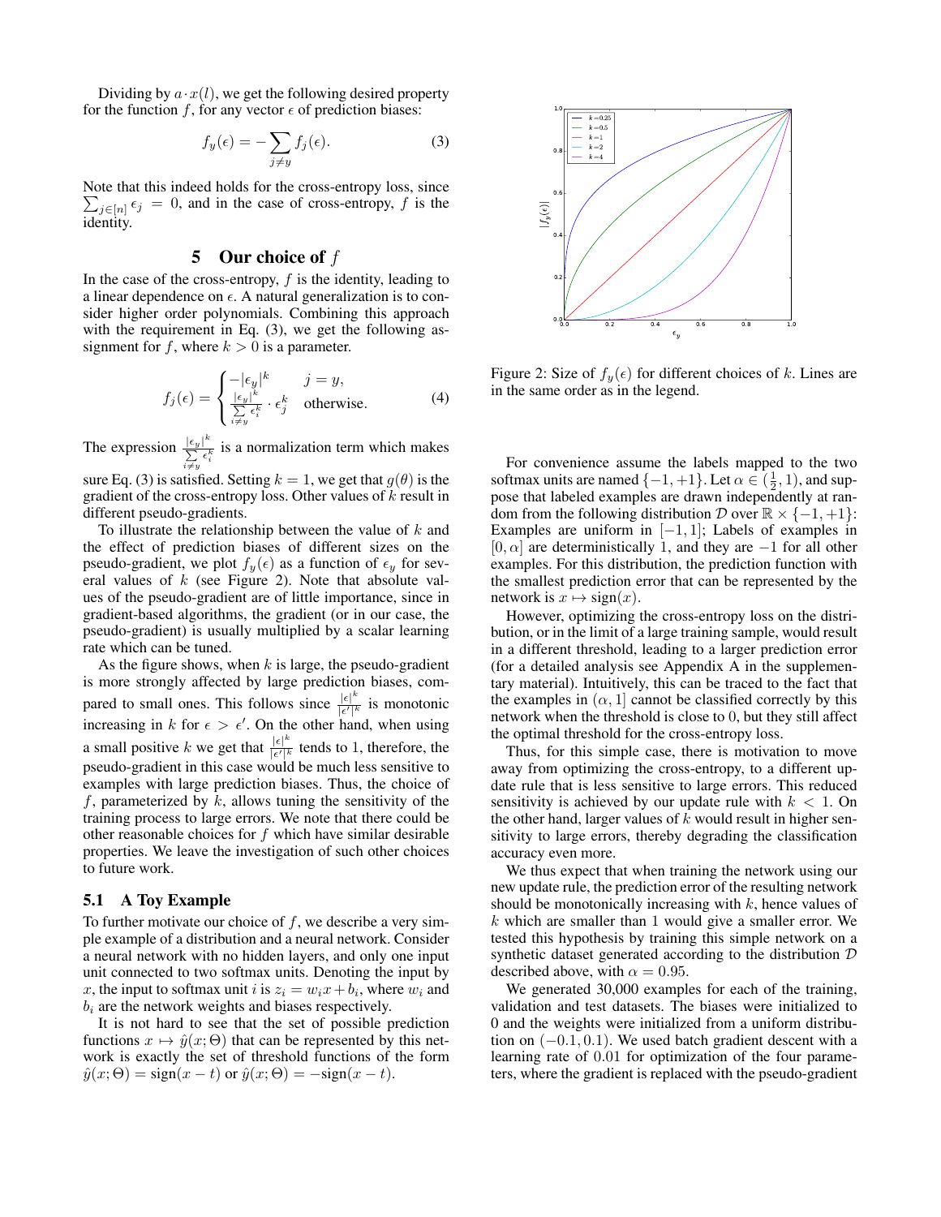Dividing by $a \cdot x(l)$, we get the following desired property for the function $f$, for any vector $\epsilon$ of prediction biases:

$$f_y(\epsilon) = -\sum_{j \neq y} f_j(\epsilon). \tag{3}$$

Note that this indeed holds for the cross-entropy loss, since $\sum_{j \in [n]} \epsilon_j = 0$, and in the case of cross-entropy, $f$ is the identity.

## 5 Our choice of $f$

In the case of the cross-entropy, $f$ is the identity, leading to a linear dependence on $\epsilon$. A natural generalization is to consider higher order polynomials. Combining this approach with the requirement in Eq. (3), we get the following assignment for $f$, where $k > 0$ is a parameter.

$$f_j(\epsilon) = \begin{cases} -|\epsilon_y|^k & j = y, \\ \frac{|\epsilon_y|^k}{\sum\limits_{i \neq y} \epsilon_i^k} \cdot \epsilon_j^k & \text{otherwise.} \end{cases} \tag{4}$$

The expression $\frac{|\epsilon_y|^k}{\sum\limits_{i \neq y} \epsilon_i^k}$ is a normalization term which makes sure Eq. (3) is satisfied. Setting $k = 1$, we get that $g(\theta)$ is the gradient of the cross-entropy loss. Other values of $k$ result in different pseudo-gradients.

To illustrate the relationship between the value of $k$ and the effect of prediction biases of different sizes on the pseudo-gradient, we plot $f_y(\epsilon)$ as a function of $\epsilon_y$ for several values of $k$ (see Figure 2). Note that absolute values of the pseudo-gradient are of little importance, since in gradient-based algorithms, the gradient (or in our case, the pseudo-gradient) is usually multiplied by a scalar learning rate which can be tuned.

As the figure shows, when $k$ is large, the pseudo-gradient is more strongly affected by large prediction biases, compared to small ones. This follows since $\frac{|\epsilon|^k}{|\epsilon'|^k}$ is monotonic increasing in $k$ for $\epsilon > \epsilon'$. On the other hand, when using a small positive $k$ we get that $\frac{|\epsilon|^k}{|\epsilon'|^k}$ tends to 1, therefore, the pseudo-gradient in this case would be much less sensitive to examples with large prediction biases. Thus, the choice of $f$, parameterized by $k$, allows tuning the sensitivity of the training process to large errors. We note that there could be other reasonable choices for $f$ which have similar desirable properties. We leave the investigation of such other choices to future work.

### 5.1 A Toy Example

To further motivate our choice of $f$, we describe a very simple example of a distribution and a neural network. Consider a neural network with no hidden layers, and only one input unit connected to two softmax units. Denoting the input by $x$, the input to softmax unit $i$ is $z_i = w_i x + b_i$, where $w_i$ and $b_i$ are the network weights and biases respectively.

It is not hard to see that the set of possible prediction functions $x \mapsto \hat{y}(x; \Theta)$ that can be represented by this network is exactly the set of threshold functions of the form $\hat{y}(x; \Theta) = \text{sign}(x - t)$ or $\hat{y}(x; \Theta) = -\text{sign}(x - t)$.

Figure 2: Size of $f_y(\epsilon)$ for different choices of $k$. Lines are in the same order as in the legend.

For convenience assume the labels mapped to the two softmax units are named $\{-1, +1\}$. Let $\alpha \in (\frac{1}{2}, 1)$, and suppose that labeled examples are drawn independently at random from the following distribution $\mathcal{D}$ over $\mathbb{R} \times \{-1, +1\}$: Examples are uniform in $[-1, 1]$; Labels of examples in $[0, \alpha]$ are deterministically 1, and they are $-1$ for all other examples. For this distribution, the prediction function with the smallest prediction error that can be represented by the network is $x \mapsto \text{sign}(x)$.

However, optimizing the cross-entropy loss on the distribution, or in the limit of a large training sample, would result in a different threshold, leading to a larger prediction error (for a detailed analysis see Appendix A in the supplementary material). Intuitively, this can be traced to the fact that the examples in $(\alpha, 1]$ cannot be classified correctly by this network when the threshold is close to 0, but they still affect the optimal threshold for the cross-entropy loss.

Thus, for this simple case, there is motivation to move away from optimizing the cross-entropy, to a different update rule that is less sensitive to large errors. This reduced sensitivity is achieved by our update rule with $k < 1$. On the other hand, larger values of $k$ would result in higher sensitivity to large errors, thereby degrading the classification accuracy even more.

We thus expect that when training the network using our new update rule, the prediction error of the resulting network should be monotonically increasing with $k$, hence values of $k$ which are smaller than 1 would give a smaller error. We tested this hypothesis by training this simple network on a synthetic dataset generated according to the distribution $\mathcal{D}$ described above, with $\alpha = 0.95$.

We generated 30,000 examples for each of the training, validation and test datasets. The biases were initialized to 0 and the weights were initialized from a uniform distribution on $(-0.1, 0.1)$. We used batch gradient descent with a learning rate of 0.01 for optimization of the four parameters, where the gradient is replaced with the pseudo-gradient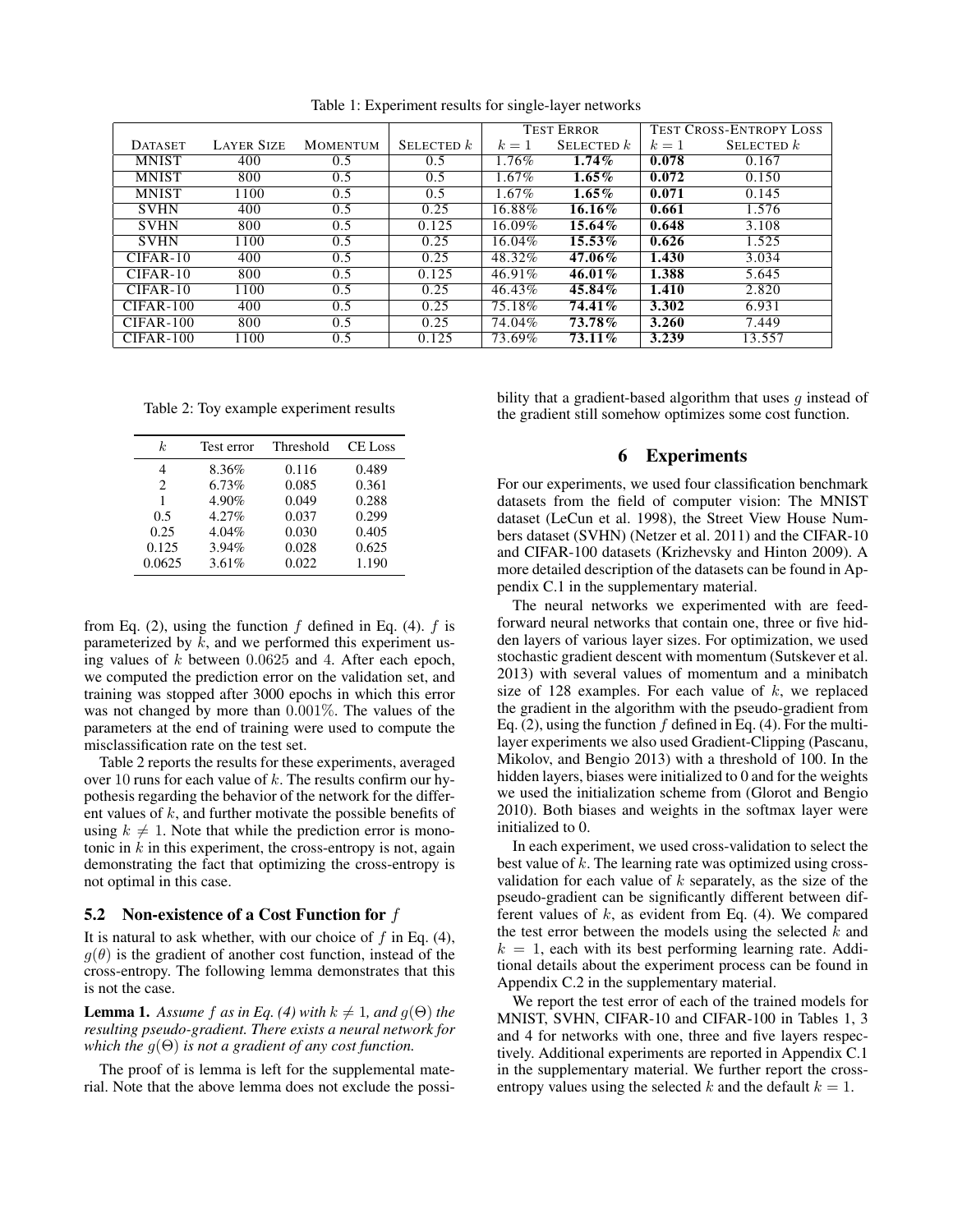Table 1: Experiment results for single-layer networks

| Dataset | Layer Size | Momentum | Selected $k$ | Test Error | | Test Cross-Entropy Loss | |
|---|---|---|---|---|---|---|---|
| | | | | $k = 1$ | Selected $k$ | $k = 1$ | Selected $k$ |
| MNIST | 400 | 0.5 | 0.5 | 1.76% | **1.74%** | **0.078** | 0.167 |
| MNIST | 800 | 0.5 | 0.5 | 1.67% | **1.65%** | **0.072** | 0.150 |
| MNIST | 1100 | 0.5 | 0.5 | 1.67% | **1.65%** | **0.071** | 0.145 |
| SVHN | 400 | 0.5 | 0.25 | 16.88% | **16.16%** | **0.661** | 1.576 |
| SVHN | 800 | 0.5 | 0.125 | 16.09% | **15.64%** | **0.648** | 3.108 |
| SVHN | 1100 | 0.5 | 0.25 | 16.04% | **15.53%** | **0.626** | 1.525 |
| CIFAR-10 | 400 | 0.5 | 0.25 | 48.32% | **47.06%** | **1.430** | 3.034 |
| CIFAR-10 | 800 | 0.5 | 0.125 | 46.91% | **46.01%** | **1.388** | 5.645 |
| CIFAR-10 | 1100 | 0.5 | 0.25 | 46.43% | **45.84%** | **1.410** | 2.820 |
| CIFAR-100 | 400 | 0.5 | 0.25 | 75.18% | **74.41%** | **3.302** | 6.931 |
| CIFAR-100 | 800 | 0.5 | 0.25 | 74.04% | **73.78%** | **3.260** | 7.449 |
| CIFAR-100 | 1100 | 0.5 | 0.125 | 73.69% | **73.11%** | **3.239** | 13.557 |

Table 2: Toy example experiment results

| $k$ | Test error | Threshold | CE Loss |
|---|---|---|---|
| 4 | 8.36% | 0.116 | 0.489 |
| 2 | 6.73% | 0.085 | 0.361 |
| 1 | 4.90% | 0.049 | 0.288 |
| 0.5 | 4.27% | 0.037 | 0.299 |
| 0.25 | 4.04% | 0.030 | 0.405 |
| 0.125 | 3.94% | 0.028 | 0.625 |
| 0.0625 | 3.61% | 0.022 | 1.190 |

from Eq. (2), using the function $f$ defined in Eq. (4). $f$ is parameterized by $k$, and we performed this experiment using values of $k$ between $0.0625$ and $4$. After each epoch, we computed the prediction error on the validation set, and training was stopped after 3000 epochs in which this error was not changed by more than $0.001\%$. The values of the parameters at the end of training were used to compute the misclassification rate on the test set.

Table 2 reports the results for these experiments, averaged over $10$ runs for each value of $k$. The results confirm our hypothesis regarding the behavior of the network for the different values of $k$, and further motivate the possible benefits of using $k \neq 1$. Note that while the prediction error is monotonic in $k$ in this experiment, the cross-entropy is not, again demonstrating the fact that optimizing the cross-entropy is not optimal in this case.

### 5.2 Non-existence of a Cost Function for $f$

It is natural to ask whether, with our choice of $f$ in Eq. (4), $g(\theta)$ is the gradient of another cost function, instead of the cross-entropy. The following lemma demonstrates that this is not the case.

**Lemma 1.** *Assume $f$ as in Eq. (4) with $k \neq 1$, and $g(\Theta)$ the resulting pseudo-gradient. There exists a neural network for which the $g(\Theta)$ is not a gradient of any cost function.*

The proof of is lemma is left for the supplemental material. Note that the above lemma does not exclude the possibility that a gradient-based algorithm that uses $g$ instead of the gradient still somehow optimizes some cost function.

## 6 Experiments

For our experiments, we used four classification benchmark datasets from the field of computer vision: The MNIST dataset (LeCun et al. 1998), the Street View House Numbers dataset (SVHN) (Netzer et al. 2011) and the CIFAR-10 and CIFAR-100 datasets (Krizhevsky and Hinton 2009). A more detailed description of the datasets can be found in Appendix C.1 in the supplementary material.

The neural networks we experimented with are feed-forward neural networks that contain one, three or five hidden layers of various layer sizes. For optimization, we used stochastic gradient descent with momentum (Sutskever et al. 2013) with several values of momentum and a minibatch size of 128 examples. For each value of $k$, we replaced the gradient in the algorithm with the pseudo-gradient from Eq. (2), using the function $f$ defined in Eq. (4). For the multi-layer experiments we also used Gradient-Clipping (Pascanu, Mikolov, and Bengio 2013) with a threshold of 100. In the hidden layers, biases were initialized to 0 and for the weights we used the initialization scheme from (Glorot and Bengio 2010). Both biases and weights in the softmax layer were initialized to 0.

In each experiment, we used cross-validation to select the best value of $k$. The learning rate was optimized using cross-validation for each value of $k$ separately, as the size of the pseudo-gradient can be significantly different between different values of $k$, as evident from Eq. (4). We compared the test error between the models using the selected $k$ and $k = 1$, each with its best performing learning rate. Additional details about the experiment process can be found in Appendix C.2 in the supplementary material.

We report the test error of each of the trained models for MNIST, SVHN, CIFAR-10 and CIFAR-100 in Tables 1, 3 and 4 for networks with one, three and five layers respectively. Additional experiments are reported in Appendix C.1 in the supplementary material. We further report the cross-entropy values using the selected $k$ and the default $k = 1$.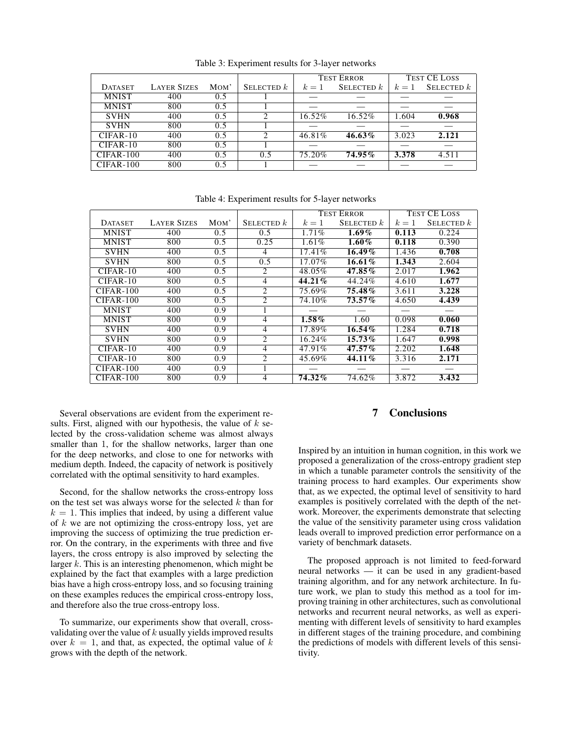Table 3: Experiment results for 3-layer networks

| Dataset | Layer Sizes | Mom' | Selected $k$ | Test Error | | Test CE Loss | |
|---|---|---|---|---|---|---|---|
| | | | | $k = 1$ | Selected $k$ | $k = 1$ | Selected $k$ |
| MNIST | 400 | 0.5 | 1 | — | — | — | — |
| MNIST | 800 | 0.5 | 1 | — | — | — | — |
| SVHN | 400 | 0.5 | 2 | 16.52% | 16.52% | 1.604 | **0.968** |
| SVHN | 800 | 0.5 | 1 | — | — | — | — |
| CIFAR-10 | 400 | 0.5 | 2 | 46.81% | **46.63%** | 3.023 | **2.121** |
| CIFAR-10 | 800 | 0.5 | 1 | — | — | — | — |
| CIFAR-100 | 400 | 0.5 | 0.5 | 75.20% | **74.95%** | **3.378** | 4.511 |
| CIFAR-100 | 800 | 0.5 | 1 | — | — | — | — |

Table 4: Experiment results for 5-layer networks

| Dataset | Layer Sizes | Mom' | Selected $k$ | Test Error | | Test CE Loss | |
|---|---|---|---|---|---|---|---|
| | | | | $k = 1$ | Selected $k$ | $k = 1$ | Selected $k$ |
| MNIST | 400 | 0.5 | 0.5 | 1.71% | **1.69%** | **0.113** | 0.224 |
| MNIST | 800 | 0.5 | 0.25 | 1.61% | **1.60%** | **0.118** | 0.390 |
| SVHN | 400 | 0.5 | 4 | 17.41% | **16.49%** | 1.436 | **0.708** |
| SVHN | 800 | 0.5 | 0.5 | 17.07% | **16.61%** | **1.343** | 2.604 |
| CIFAR-10 | 400 | 0.5 | 2 | 48.05% | **47.85%** | 2.017 | **1.962** |
| CIFAR-10 | 800 | 0.5 | 4 | **44.21%** | 44.24% | 4.610 | **1.677** |
| CIFAR-100 | 400 | 0.5 | 2 | 75.69% | **75.48%** | 3.611 | **3.228** |
| CIFAR-100 | 800 | 0.5 | 2 | 74.10% | **73.57%** | 4.650 | **4.439** |
| MNIST | 400 | 0.9 | 1 | — | — | — | — |
| MNIST | 800 | 0.9 | 4 | **1.58%** | 1.60 | 0.098 | **0.060** |
| SVHN | 400 | 0.9 | 4 | 17.89% | **16.54%** | 1.284 | **0.718** |
| SVHN | 800 | 0.9 | 2 | 16.24% | **15.73%** | 1.647 | **0.998** |
| CIFAR-10 | 400 | 0.9 | 4 | 47.91% | **47.57%** | 2.202 | **1.648** |
| CIFAR-10 | 800 | 0.9 | 2 | 45.69% | **44.11%** | 3.316 | **2.171** |
| CIFAR-100 | 400 | 0.9 | 1 | — | — | — | — |
| CIFAR-100 | 800 | 0.9 | 4 | **74.32%** | 74.62% | 3.872 | **3.432** |

Several observations are evident from the experiment results. First, aligned with our hypothesis, the value of $k$ selected by the cross-validation scheme was almost always smaller than 1, for the shallow networks, larger than one for the deep networks, and close to one for networks with medium depth. Indeed, the capacity of network is positively correlated with the optimal sensitivity to hard examples.

Second, for the shallow networks the cross-entropy loss on the test set was always worse for the selected $k$ than for $k = 1$. This implies that indeed, by using a different value of $k$ we are not optimizing the cross-entropy loss, yet are improving the success of optimizing the true prediction error. On the contrary, in the experiments with three and five layers, the cross entropy is also improved by selecting the larger $k$. This is an interesting phenomenon, which might be explained by the fact that examples with a large prediction bias have a high cross-entropy loss, and so focusing training on these examples reduces the empirical cross-entropy loss, and therefore also the true cross-entropy loss.

To summarize, our experiments show that overall, cross-validating over the value of $k$ usually yields improved results over $k = 1$, and that, as expected, the optimal value of $k$ grows with the depth of the network.

## 7 Conclusions

Inspired by an intuition in human cognition, in this work we proposed a generalization of the cross-entropy gradient step in which a tunable parameter controls the sensitivity of the training process to hard examples. Our experiments show that, as we expected, the optimal level of sensitivity to hard examples is positively correlated with the depth of the network. Moreover, the experiments demonstrate that selecting the value of the sensitivity parameter using cross validation leads overall to improved prediction error performance on a variety of benchmark datasets.

The proposed approach is not limited to feed-forward neural networks — it can be used in any gradient-based training algorithm, and for any network architecture. In future work, we plan to study this method as a tool for improving training in other architectures, such as convolutional networks and recurrent neural networks, as well as experimenting with different levels of sensitivity to hard examples in different stages of the training procedure, and combining the predictions of models with different levels of this sensitivity.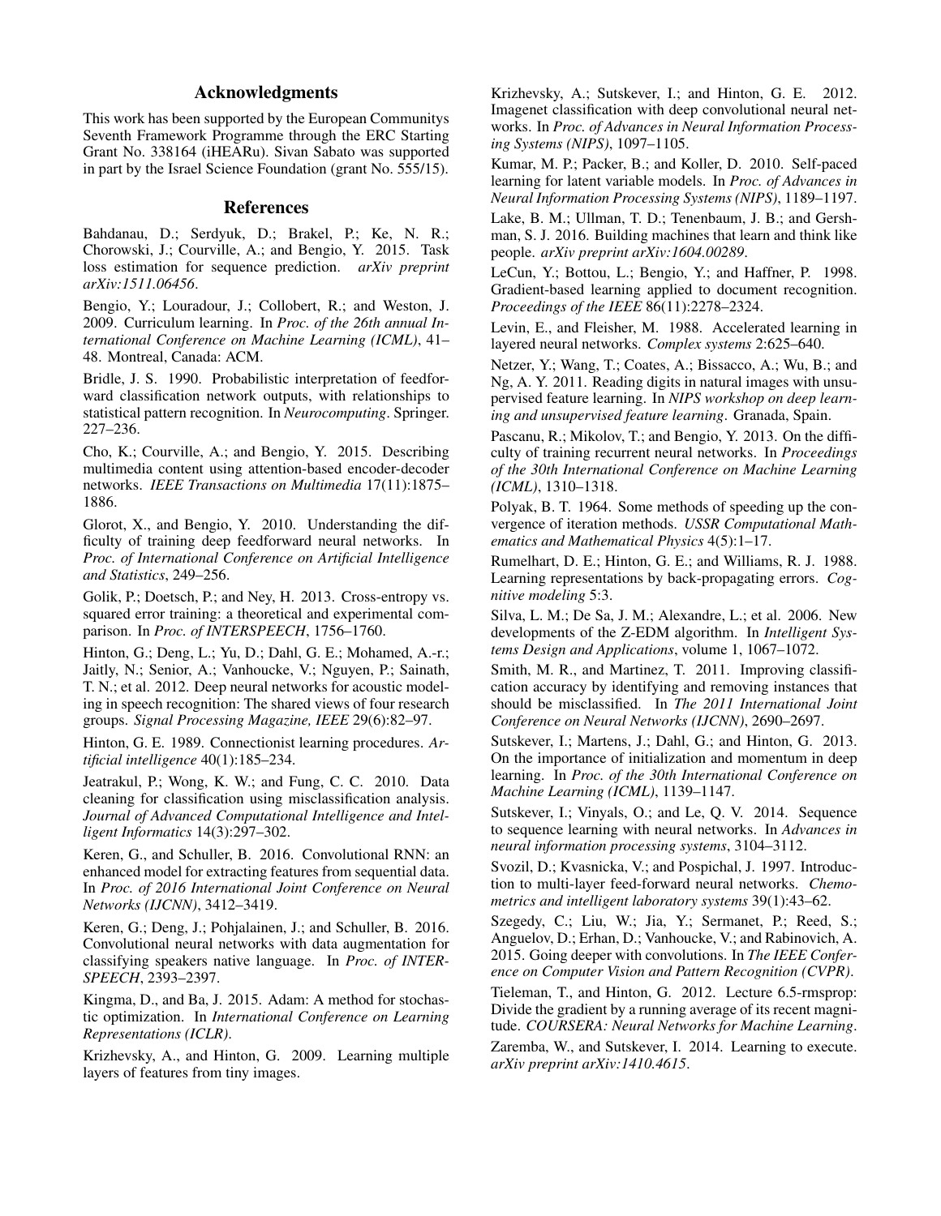## Acknowledgments

This work has been supported by the European Communitys Seventh Framework Programme through the ERC Starting Grant No. 338164 (iHEARu). Sivan Sabato was supported in part by the Israel Science Foundation (grant No. 555/15).

## References

Bahdanau, D.; Serdyuk, D.; Brakel, P.; Ke, N. R.; Chorowski, J.; Courville, A.; and Bengio, Y. 2015. Task loss estimation for sequence prediction. *arXiv preprint arXiv:1511.06456*.

Bengio, Y.; Louradour, J.; Collobert, R.; and Weston, J. 2009. Curriculum learning. In *Proc. of the 26th annual International Conference on Machine Learning (ICML)*, 41–48. Montreal, Canada: ACM.

Bridle, J. S. 1990. Probabilistic interpretation of feedforward classification network outputs, with relationships to statistical pattern recognition. In *Neurocomputing*. Springer. 227–236.

Cho, K.; Courville, A.; and Bengio, Y. 2015. Describing multimedia content using attention-based encoder-decoder networks. *IEEE Transactions on Multimedia* 17(11):1875–1886.

Glorot, X., and Bengio, Y. 2010. Understanding the difficulty of training deep feedforward neural networks. In *Proc. of International Conference on Artificial Intelligence and Statistics*, 249–256.

Golik, P.; Doetsch, P.; and Ney, H. 2013. Cross-entropy vs. squared error training: a theoretical and experimental comparison. In *Proc. of INTERSPEECH*, 1756–1760.

Hinton, G.; Deng, L.; Yu, D.; Dahl, G. E.; Mohamed, A.-r.; Jaitly, N.; Senior, A.; Vanhoucke, V.; Nguyen, P.; Sainath, T. N.; et al. 2012. Deep neural networks for acoustic modeling in speech recognition: The shared views of four research groups. *Signal Processing Magazine, IEEE* 29(6):82–97.

Hinton, G. E. 1989. Connectionist learning procedures. *Artificial intelligence* 40(1):185–234.

Jeatrakul, P.; Wong, K. W.; and Fung, C. C. 2010. Data cleaning for classification using misclassification analysis. *Journal of Advanced Computational Intelligence and Intelligent Informatics* 14(3):297–302.

Keren, G., and Schuller, B. 2016. Convolutional RNN: an enhanced model for extracting features from sequential data. In *Proc. of 2016 International Joint Conference on Neural Networks (IJCNN)*, 3412–3419.

Keren, G.; Deng, J.; Pohjalainen, J.; and Schuller, B. 2016. Convolutional neural networks with data augmentation for classifying speakers native language. In *Proc. of INTERSPEECH*, 2393–2397.

Kingma, D., and Ba, J. 2015. Adam: A method for stochastic optimization. In *International Conference on Learning Representations (ICLR)*.

Krizhevsky, A., and Hinton, G. 2009. Learning multiple layers of features from tiny images.

Krizhevsky, A.; Sutskever, I.; and Hinton, G. E. 2012. Imagenet classification with deep convolutional neural networks. In *Proc. of Advances in Neural Information Processing Systems (NIPS)*, 1097–1105.

Kumar, M. P.; Packer, B.; and Koller, D. 2010. Self-paced learning for latent variable models. In *Proc. of Advances in Neural Information Processing Systems (NIPS)*, 1189–1197.

Lake, B. M.; Ullman, T. D.; Tenenbaum, J. B.; and Gershman, S. J. 2016. Building machines that learn and think like people. *arXiv preprint arXiv:1604.00289*.

LeCun, Y.; Bottou, L.; Bengio, Y.; and Haffner, P. 1998. Gradient-based learning applied to document recognition. *Proceedings of the IEEE* 86(11):2278–2324.

Levin, E., and Fleisher, M. 1988. Accelerated learning in layered neural networks. *Complex systems* 2:625–640.

Netzer, Y.; Wang, T.; Coates, A.; Bissacco, A.; Wu, B.; and Ng, A. Y. 2011. Reading digits in natural images with unsupervised feature learning. In *NIPS workshop on deep learning and unsupervised feature learning*. Granada, Spain.

Pascanu, R.; Mikolov, T.; and Bengio, Y. 2013. On the difficulty of training recurrent neural networks. In *Proceedings of the 30th International Conference on Machine Learning (ICML)*, 1310–1318.

Polyak, B. T. 1964. Some methods of speeding up the convergence of iteration methods. *USSR Computational Mathematics and Mathematical Physics* 4(5):1–17.

Rumelhart, D. E.; Hinton, G. E.; and Williams, R. J. 1988. Learning representations by back-propagating errors. *Cognitive modeling* 5:3.

Silva, L. M.; De Sa, J. M.; Alexandre, L.; et al. 2006. New developments of the Z-EDM algorithm. In *Intelligent Systems Design and Applications*, volume 1, 1067–1072.

Smith, M. R., and Martinez, T. 2011. Improving classification accuracy by identifying and removing instances that should be misclassified. In *The 2011 International Joint Conference on Neural Networks (IJCNN)*, 2690–2697.

Sutskever, I.; Martens, J.; Dahl, G.; and Hinton, G. 2013. On the importance of initialization and momentum in deep learning. In *Proc. of the 30th International Conference on Machine Learning (ICML)*, 1139–1147.

Sutskever, I.; Vinyals, O.; and Le, Q. V. 2014. Sequence to sequence learning with neural networks. In *Advances in neural information processing systems*, 3104–3112.

Svozil, D.; Kvasnicka, V.; and Pospichal, J. 1997. Introduction to multi-layer feed-forward neural networks. *Chemometrics and intelligent laboratory systems* 39(1):43–62.

Szegedy, C.; Liu, W.; Jia, Y.; Sermanet, P.; Reed, S.; Anguelov, D.; Erhan, D.; Vanhoucke, V.; and Rabinovich, A. 2015. Going deeper with convolutions. In *The IEEE Conference on Computer Vision and Pattern Recognition (CVPR)*.

Tieleman, T., and Hinton, G. 2012. Lecture 6.5-rmsprop: Divide the gradient by a running average of its recent magnitude. *COURSERA: Neural Networks for Machine Learning*.

Zaremba, W., and Sutskever, I. 2014. Learning to execute. *arXiv preprint arXiv:1410.4615*.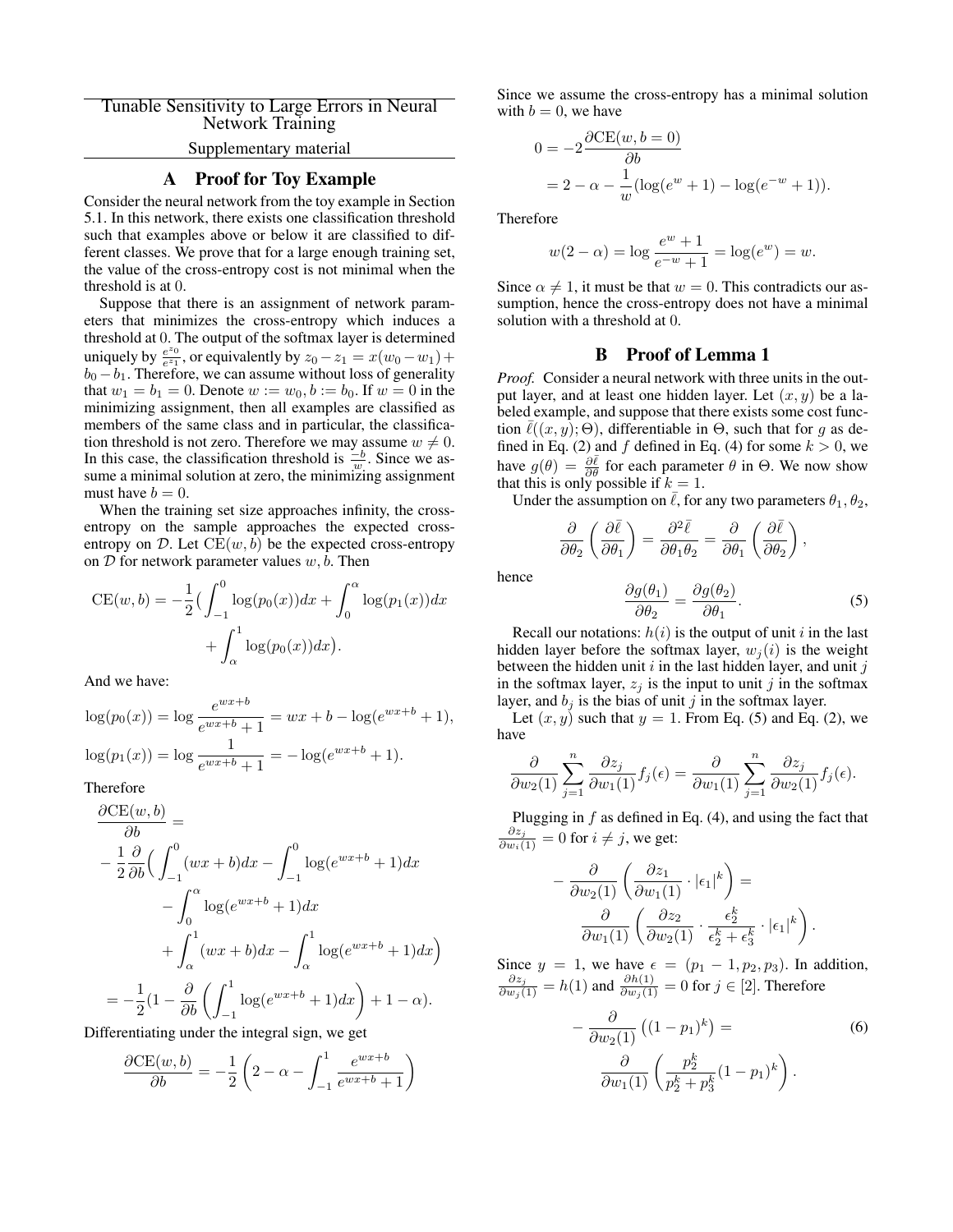Tunable Sensitivity to Large Errors in Neural Network Training

Supplementary material

## A Proof for Toy Example

Consider the neural network from the toy example in Section 5.1. In this network, there exists one classification threshold such that examples above or below it are classified to different classes. We prove that for a large enough training set, the value of the cross-entropy cost is not minimal when the threshold is at 0.

Suppose that there is an assignment of network parameters that minimizes the cross-entropy which induces a threshold at 0. The output of the softmax layer is determined uniquely by $\frac{e^{z_0}}{e^{z_1}}$, or equivalently by $z_0 - z_1 = x(w_0 - w_1) + b_0 - b_1$. Therefore, we can assume without loss of generality that $w_1 = b_1 = 0$. Denote $w := w_0, b := b_0$. If $w = 0$ in the minimizing assignment, then all examples are classified as members of the same class and in particular, the classification threshold is not zero. Therefore we may assume $w \neq 0$. In this case, the classification threshold is $\frac{-b}{w}$. Since we assume a minimal solution at zero, the minimizing assignment must have $b = 0$.

When the training set size approaches infinity, the cross-entropy on the sample approaches the expected cross-entropy on $\mathcal{D}$. Let $\mathrm{CE}(w, b)$ be the expected cross-entropy on $\mathcal{D}$ for network parameter values $w, b$. Then

$$\mathrm{CE}(w,b) = -\frac{1}{2}\Big(\int_{-1}^{0}\log(p_0(x))dx + \int_{0}^{\alpha}\log(p_1(x))dx + \int_{\alpha}^{1}\log(p_0(x))dx\Big).$$

And we have:

$$\log(p_0(x)) = \log\frac{e^{wx+b}}{e^{wx+b}+1} = wx + b - \log(e^{wx+b}+1),$$

$$\log(p_1(x)) = \log\frac{1}{e^{wx+b}+1} = -\log(e^{wx+b}+1).$$

Therefore

$$\begin{aligned}
\frac{\partial \mathrm{CE}(w,b)}{\partial b} = \\
-\frac{1}{2}\frac{\partial}{\partial b}\Big(&\int_{-1}^{0}(wx+b)dx - \int_{-1}^{0}\log(e^{wx+b}+1)dx \\
&- \int_{0}^{\alpha}\log(e^{wx+b}+1)dx \\
&+ \int_{\alpha}^{1}(wx+b)dx - \int_{\alpha}^{1}\log(e^{wx+b}+1)dx\Big) \\
= -\frac{1}{2}(1 &- \frac{\partial}{\partial b}\left(\int_{-1}^{1}\log(e^{wx+b}+1)dx\right) + 1 - \alpha).
\end{aligned}$$

Differentiating under the integral sign, we get

$$\frac{\partial \mathrm{CE}(w,b)}{\partial b} = -\frac{1}{2}\left(2 - \alpha - \int_{-1}^{1}\frac{e^{wx+b}}{e^{wx+b}+1}\right)$$

Since we assume the cross-entropy has a minimal solution with $b = 0$, we have

$$\begin{aligned}
0 &= -2\frac{\partial \mathrm{CE}(w, b=0)}{\partial b} \\
&= 2 - \alpha - \frac{1}{w}(\log(e^w+1) - \log(e^{-w}+1)).
\end{aligned}$$

Therefore

$$w(2-\alpha) = \log\frac{e^w+1}{e^{-w}+1} = \log(e^w) = w.$$

Since $\alpha \neq 1$, it must be that $w = 0$. This contradicts our assumption, hence the cross-entropy does not have a minimal solution with a threshold at 0.

## B Proof of Lemma 1

*Proof.* Consider a neural network with three units in the output layer, and at least one hidden layer. Let $(x, y)$ be a labeled example, and suppose that there exists some cost function $\bar{\ell}((x,y);\Theta)$, differentiable in $\Theta$, such that for $g$ as defined in Eq. (2) and $f$ defined in Eq. (4) for some $k > 0$, we have $g(\theta) = \frac{\partial\bar{\ell}}{\partial\theta}$ for each parameter $\theta$ in $\Theta$. We now show that this is only possible if $k = 1$.

Under the assumption on $\bar{\ell}$, for any two parameters $\theta_1, \theta_2$,

$$\frac{\partial}{\partial\theta_2}\left(\frac{\partial\bar{\ell}}{\partial\theta_1}\right) = \frac{\partial^2\bar{\ell}}{\partial\theta_1\theta_2} = \frac{\partial}{\partial\theta_1}\left(\frac{\partial\bar{\ell}}{\partial\theta_2}\right),$$

hence

$$\frac{\partial g(\theta_1)}{\partial\theta_2} = \frac{\partial g(\theta_2)}{\partial\theta_1}. \tag{5}$$

Recall our notations: $h(i)$ is the output of unit $i$ in the last hidden layer before the softmax layer, $w_j(i)$ is the weight between the hidden unit $i$ in the last hidden layer, and unit $j$ in the softmax layer, $z_j$ is the input to unit $j$ in the softmax layer, and $b_j$ is the bias of unit $j$ in the softmax layer.

Let $(x, y)$ such that $y = 1$. From Eq. (5) and Eq. (2), we have

$$\frac{\partial}{\partial w_2(1)}\sum_{j=1}^{n}\frac{\partial z_j}{\partial w_1(1)}f_j(\epsilon) = \frac{\partial}{\partial w_1(1)}\sum_{j=1}^{n}\frac{\partial z_j}{\partial w_2(1)}f_j(\epsilon).$$

Plugging in $f$ as defined in Eq. (4), and using the fact that $\frac{\partial z_j}{\partial w_i(1)} = 0$ for $i \neq j$, we get:

$$-\frac{\partial}{\partial w_2(1)}\left(\frac{\partial z_1}{\partial w_1(1)}\cdot|\epsilon_1|^k\right) = \frac{\partial}{\partial w_1(1)}\left(\frac{\partial z_2}{\partial w_2(1)}\cdot\frac{\epsilon_2^k}{\epsilon_2^k+\epsilon_3^k}\cdot|\epsilon_1|^k\right).$$

Since $y = 1$, we have $\epsilon = (p_1 - 1, p_2, p_3)$. In addition, $\frac{\partial z_j}{\partial w_j(1)} = h(1)$ and $\frac{\partial h(1)}{\partial w_j(1)} = 0$ for $j \in [2]$. Therefore

$$-\frac{\partial}{\partial w_2(1)}\left((1-p_1)^k\right) = \frac{\partial}{\partial w_1(1)}\left(\frac{p_2^k}{p_2^k+p_3^k}(1-p_1)^k\right). \tag{6}$$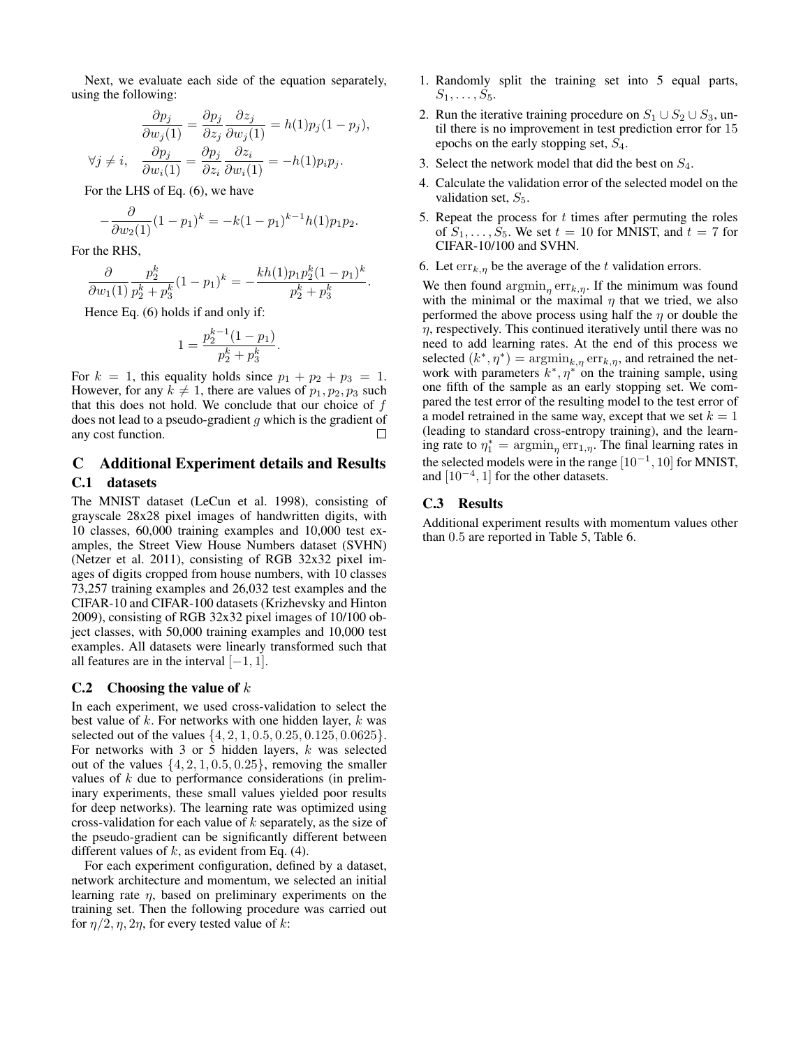Next, we evaluate each side of the equation separately, using the following:

$$\frac{\partial p_j}{\partial w_j(1)} = \frac{\partial p_j}{\partial z_j}\frac{\partial z_j}{\partial w_j(1)} = h(1)p_j(1-p_j),$$

$$\forall j \neq i, \quad \frac{\partial p_j}{\partial w_i(1)} = \frac{\partial p_j}{\partial z_i}\frac{\partial z_i}{\partial w_i(1)} = -h(1)p_i p_j.$$

For the LHS of Eq. (6), we have

$$-\frac{\partial}{\partial w_2(1)}(1-p_1)^k = -k(1-p_1)^{k-1}h(1)p_1 p_2.$$

For the RHS,

$$\frac{\partial}{\partial w_1(1)}\frac{p_2^k}{p_2^k + p_3^k}(1-p_1)^k = -\frac{kh(1)p_1 p_2^k(1-p_1)^k}{p_2^k + p_3^k}.$$

Hence Eq. (6) holds if and only if:

$$1 = \frac{p_2^{k-1}(1-p_1)}{p_2^k + p_3^k}.$$

For $k = 1$, this equality holds since $p_1 + p_2 + p_3 = 1$. However, for any $k \neq 1$, there are values of $p_1, p_2, p_3$ such that this does not hold. We conclude that our choice of $f$ does not lead to a pseudo-gradient $g$ which is the gradient of any cost function. □

## C Additional Experiment details and Results

### C.1 datasets

The MNIST dataset (LeCun et al. 1998), consisting of grayscale 28x28 pixel images of handwritten digits, with 10 classes, 60,000 training examples and 10,000 test examples, the Street View House Numbers dataset (SVHN) (Netzer et al. 2011), consisting of RGB 32x32 pixel images of digits cropped from house numbers, with 10 classes 73,257 training examples and 26,032 test examples and the CIFAR-10 and CIFAR-100 datasets (Krizhevsky and Hinton 2009), consisting of RGB 32x32 pixel images of 10/100 object classes, with 50,000 training examples and 10,000 test examples. All datasets were linearly transformed such that all features are in the interval $[-1, 1]$.

### C.2 Choosing the value of $k$

In each experiment, we used cross-validation to select the best value of $k$. For networks with one hidden layer, $k$ was selected out of the values $\{4, 2, 1, 0.5, 0.25, 0.125, 0.0625\}$. For networks with 3 or 5 hidden layers, $k$ was selected out of the values $\{4, 2, 1, 0.5, 0.25\}$, removing the smaller values of $k$ due to performance considerations (in preliminary experiments, these small values yielded poor results for deep networks). The learning rate was optimized using cross-validation for each value of $k$ separately, as the size of the pseudo-gradient can be significantly different between different values of $k$, as evident from Eq. (4).

For each experiment configuration, defined by a dataset, network architecture and momentum, we selected an initial learning rate $\eta$, based on preliminary experiments on the training set. Then the following procedure was carried out for $\eta/2, \eta, 2\eta$, for every tested value of $k$:

1. Randomly split the training set into 5 equal parts, $S_1, \ldots, S_5$.
2. Run the iterative training procedure on $S_1 \cup S_2 \cup S_3$, until there is no improvement in test prediction error for 15 epochs on the early stopping set, $S_4$.
3. Select the network model that did the best on $S_4$.
4. Calculate the validation error of the selected model on the validation set, $S_5$.
5. Repeat the process for $t$ times after permuting the roles of $S_1, \ldots, S_5$. We set $t = 10$ for MNIST, and $t = 7$ for CIFAR-10/100 and SVHN.
6. Let $\mathrm{err}_{k,\eta}$ be the average of the $t$ validation errors.

We then found $\mathrm{argmin}_\eta \, \mathrm{err}_{k,\eta}$. If the minimum was found with the minimal or the maximal $\eta$ that we tried, we also performed the above process using half the $\eta$ or double the $\eta$, respectively. This continued iteratively until there was no need to add learning rates. At the end of this process we selected $(k^*, \eta^*) = \mathrm{argmin}_{k,\eta} \, \mathrm{err}_{k,\eta}$, and retrained the network with parameters $k^*, \eta^*$ on the training sample, using one fifth of the sample as an early stopping set. We compared the test error of the resulting model to the test error of a model retrained in the same way, except that we set $k = 1$ (leading to standard cross-entropy training), and the learning rate to $\eta_1^* = \mathrm{argmin}_\eta \, \mathrm{err}_{1,\eta}$. The final learning rates in the selected models were in the range $[10^{-1}, 10]$ for MNIST, and $[10^{-4}, 1]$ for the other datasets.

### C.3 Results

Additional experiment results with momentum values other than 0.5 are reported in Table 5, Table 6.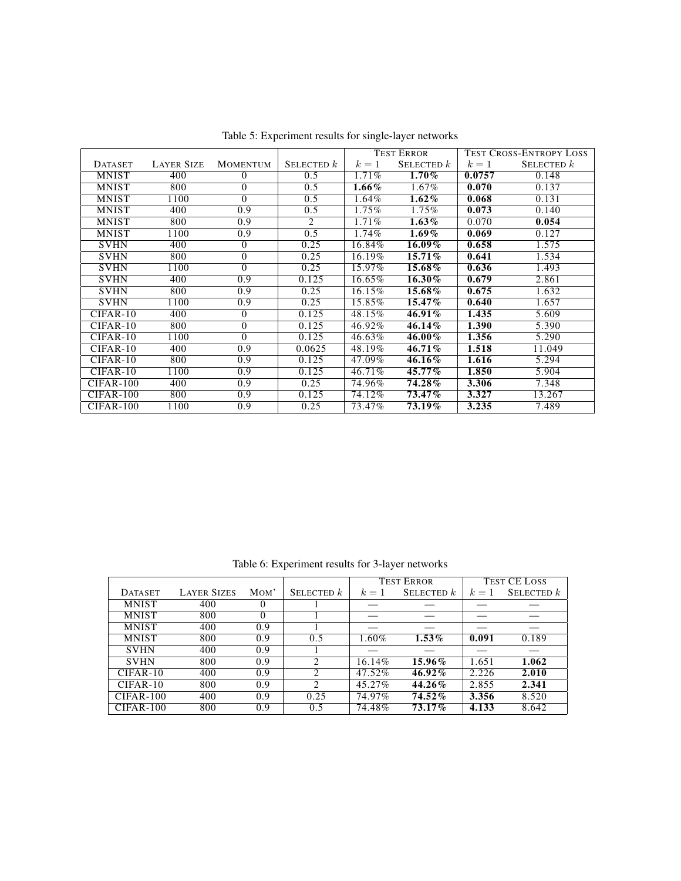Table 5: Experiment results for single-layer networks

| | | | | Test Error | | Test Cross-Entropy Loss | |
|---|---|---|---|---|---|---|---|
| Dataset | Layer Size | Momentum | Selected $k$ | $k=1$ | Selected $k$ | $k=1$ | Selected $k$ |
| MNIST | 400 | 0 | 0.5 | 1.71% | **1.70%** | **0.0757** | 0.148 |
| MNIST | 800 | 0 | 0.5 | **1.66%** | 1.67% | **0.070** | 0.137 |
| MNIST | 1100 | 0 | 0.5 | 1.64% | **1.62%** | **0.068** | 0.131 |
| MNIST | 400 | 0.9 | 0.5 | 1.75% | 1.75% | **0.073** | 0.140 |
| MNIST | 800 | 0.9 | 2 | 1.71% | **1.63%** | 0.070 | **0.054** |
| MNIST | 1100 | 0.9 | 0.5 | 1.74% | **1.69%** | **0.069** | 0.127 |
| SVHN | 400 | 0 | 0.25 | 16.84% | **16.09%** | **0.658** | 1.575 |
| SVHN | 800 | 0 | 0.25 | 16.19% | **15.71%** | **0.641** | 1.534 |
| SVHN | 1100 | 0 | 0.25 | 15.97% | **15.68%** | **0.636** | 1.493 |
| SVHN | 400 | 0.9 | 0.125 | 16.65% | **16.30%** | **0.679** | 2.861 |
| SVHN | 800 | 0.9 | 0.25 | 16.15% | **15.68%** | **0.675** | 1.632 |
| SVHN | 1100 | 0.9 | 0.25 | 15.85% | **15.47%** | **0.640** | 1.657 |
| CIFAR-10 | 400 | 0 | 0.125 | 48.15% | **46.91%** | **1.435** | 5.609 |
| CIFAR-10 | 800 | 0 | 0.125 | 46.92% | **46.14%** | **1.390** | 5.390 |
| CIFAR-10 | 1100 | 0 | 0.125 | 46.63% | **46.00%** | **1.356** | 5.290 |
| CIFAR-10 | 400 | 0.9 | 0.0625 | 48.19% | **46.71%** | **1.518** | 11.049 |
| CIFAR-10 | 800 | 0.9 | 0.125 | 47.09% | **46.16%** | **1.616** | 5.294 |
| CIFAR-10 | 1100 | 0.9 | 0.125 | 46.71% | **45.77%** | **1.850** | 5.904 |
| CIFAR-100 | 400 | 0.9 | 0.25 | 74.96% | **74.28%** | **3.306** | 7.348 |
| CIFAR-100 | 800 | 0.9 | 0.125 | 74.12% | **73.47%** | **3.327** | 13.267 |
| CIFAR-100 | 1100 | 0.9 | 0.25 | 73.47% | **73.19%** | **3.235** | 7.489 |

Table 6: Experiment results for 3-layer networks

| | | | | Test Error | | Test CE Loss | |
|---|---|---|---|---|---|---|---|
| Dataset | Layer Sizes | Mom' | Selected $k$ | $k=1$ | Selected $k$ | $k=1$ | Selected $k$ |
| MNIST | 400 | 0 | 1 | — | — | — | — |
| MNIST | 800 | 0 | 1 | — | — | — | — |
| MNIST | 400 | 0.9 | 1 | — | — | — | — |
| MNIST | 800 | 0.9 | 0.5 | 1.60% | **1.53%** | **0.091** | 0.189 |
| SVHN | 400 | 0.9 | 1 | — | — | — | — |
| SVHN | 800 | 0.9 | 2 | 16.14% | **15.96%** | 1.651 | **1.062** |
| CIFAR-10 | 400 | 0.9 | 2 | 47.52% | **46.92%** | 2.226 | **2.010** |
| CIFAR-10 | 800 | 0.9 | 2 | 45.27% | **44.26%** | 2.855 | **2.341** |
| CIFAR-100 | 400 | 0.9 | 0.25 | 74.97% | **74.52%** | **3.356** | 8.520 |
| CIFAR-100 | 800 | 0.9 | 0.5 | 74.48% | **73.17%** | **4.133** | 8.642 |